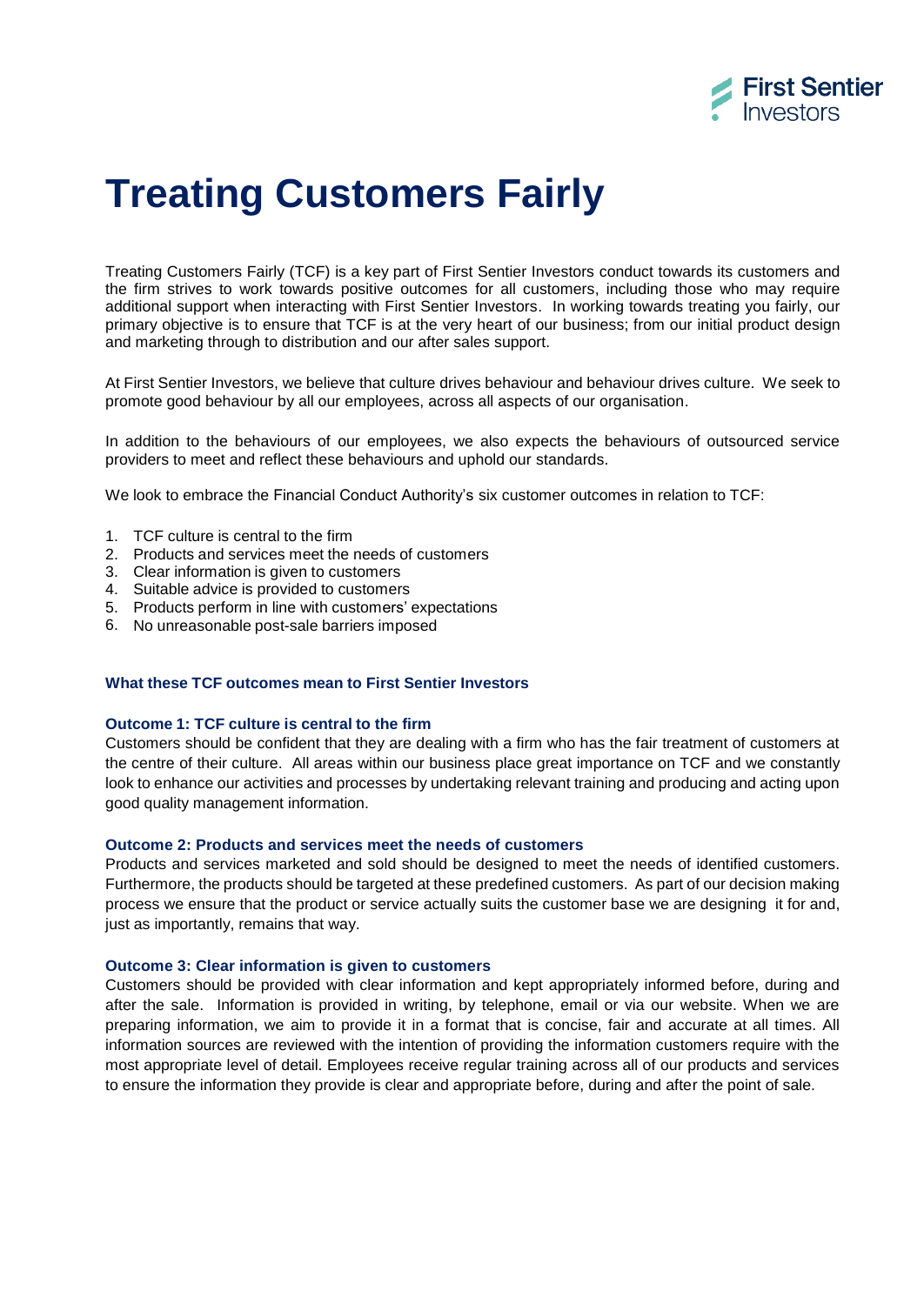# Treating Customers Fairly

Treating Customers Fairly (TCF) is a key part of First Sentier Investors conduct towards its customers and the firm strives to work towards positive outcomes for all customers, including those who may require additional support when interacting with First Sentier Investors. In working towards treating you fairly, our primary objective is to ensure that TCF is at the very heart of our business; from our initial product design and marketing through to distribution and our after sales support.

At First Sentier Investors, we believe that culture drives behaviour and behaviour drives culture. We seek to promote good behaviour by all our employees, across all aspects of our organisation.

In addition to the behaviours of our employees, we also expects the behaviours of outsourced service providers to meet and reflect these behaviours and uphold our standards.

We look to embrace the Financial Conduct Authority's six customer outcomes in relation to TCF:

1. TCF culture is central to the firm
2. Products and services meet the needs of customers
3. Clear information is given to customers
4. Suitable advice is provided to customers
5. Products perform in line with customers' expectations
6. No unreasonable post-sale barriers imposed

### What these TCF outcomes mean to First Sentier Investors

#### Outcome 1: TCF culture is central to the firm

Customers should be confident that they are dealing with a firm who has the fair treatment of customers at the centre of their culture. All areas within our business place great importance on TCF and we constantly look to enhance our activities and processes by undertaking relevant training and producing and acting upon good quality management information.

#### Outcome 2: Products and services meet the needs of customers

Products and services marketed and sold should be designed to meet the needs of identified customers. Furthermore, the products should be targeted at these predefined customers. As part of our decision making process we ensure that the product or service actually suits the customer base we are designing it for and, just as importantly, remains that way.

#### Outcome 3: Clear information is given to customers

Customers should be provided with clear information and kept appropriately informed before, during and after the sale. Information is provided in writing, by telephone, email or via our website. When we are preparing information, we aim to provide it in a format that is concise, fair and accurate at all times. All information sources are reviewed with the intention of providing the information customers require with the most appropriate level of detail. Employees receive regular training across all of our products and services to ensure the information they provide is clear and appropriate before, during and after the point of sale.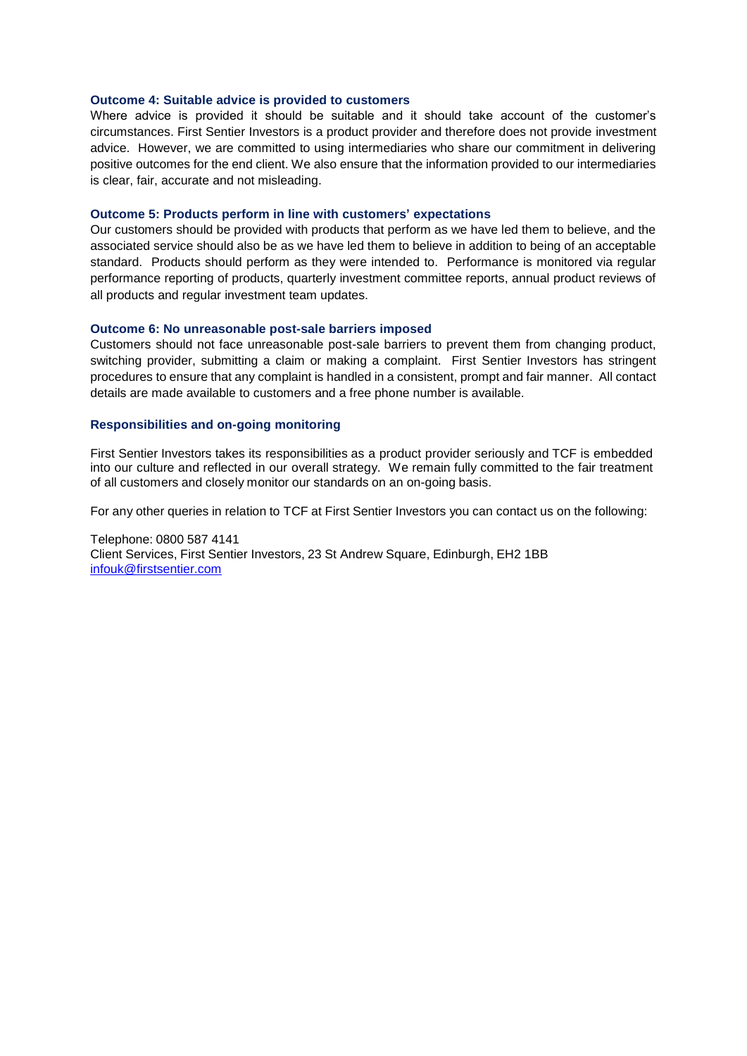### Outcome 4: Suitable advice is provided to customers

Where advice is provided it should be suitable and it should take account of the customer's circumstances. First Sentier Investors is a product provider and therefore does not provide investment advice. However, we are committed to using intermediaries who share our commitment in delivering positive outcomes for the end client. We also ensure that the information provided to our intermediaries is clear, fair, accurate and not misleading.

### Outcome 5: Products perform in line with customers' expectations

Our customers should be provided with products that perform as we have led them to believe, and the associated service should also be as we have led them to believe in addition to being of an acceptable standard. Products should perform as they were intended to. Performance is monitored via regular performance reporting of products, quarterly investment committee reports, annual product reviews of all products and regular investment team updates.

### Outcome 6: No unreasonable post-sale barriers imposed

Customers should not face unreasonable post-sale barriers to prevent them from changing product, switching provider, submitting a claim or making a complaint. First Sentier Investors has stringent procedures to ensure that any complaint is handled in a consistent, prompt and fair manner. All contact details are made available to customers and a free phone number is available.

### Responsibilities and on-going monitoring

First Sentier Investors takes its responsibilities as a product provider seriously and TCF is embedded into our culture and reflected in our overall strategy. We remain fully committed to the fair treatment of all customers and closely monitor our standards on an on-going basis.

For any other queries in relation to TCF at First Sentier Investors you can contact us on the following:

Telephone: 0800 587 4141
Client Services, First Sentier Investors, 23 St Andrew Square, Edinburgh, EH2 1BB
infouk@firstsentier.com